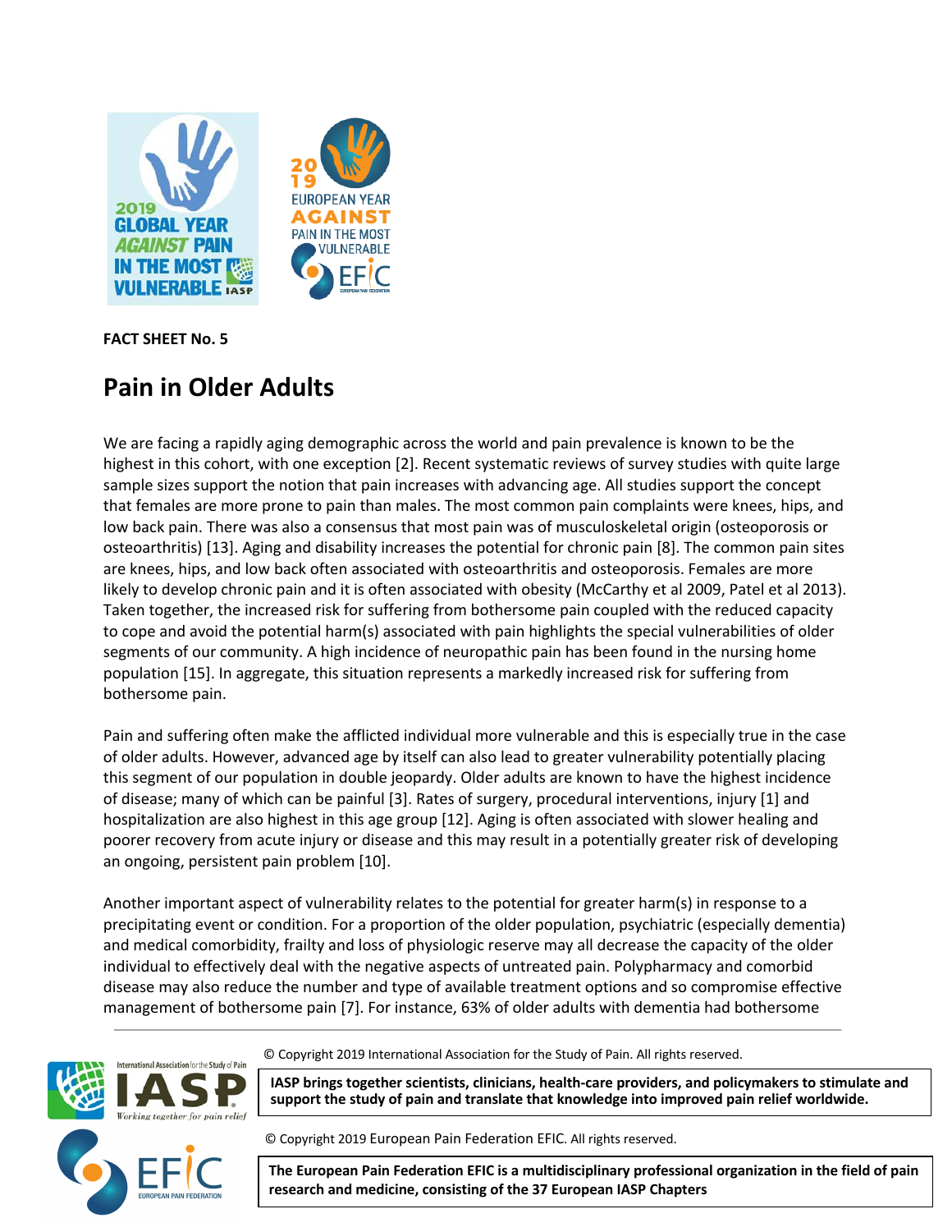FACT SHEET No. 5

# Pain in Older Adults

We are facing a rapidly aging demographic across the world and pain prevalence is known to be the highest in this cohort, with one exception [2]. Recent systematic reviews of survey studies with quite large sample sizes support the notion that pain increases with advancing age. All studies support the concept that females are more prone to pain than males. The most common pain complaints were knees, hips, and low back pain. There was also a consensus that most pain was of musculoskeletal origin (osteoporosis or osteoarthritis) [13]. Aging and disability increases the potential for chronic pain [8]. The common pain sites are knees, hips, and low back often associated with osteoarthritis and osteoporosis. Females are more likely to develop chronic pain and it is often associated with obesity (McCarthy et al 2009, Patel et al 2013). Taken together, the increased risk for suffering from bothersome pain coupled with the reduced capacity to cope and avoid the potential harm(s) associated with pain highlights the special vulnerabilities of older segments of our community. A high incidence of neuropathic pain has been found in the nursing home population [15]. In aggregate, this situation represents a markedly increased risk for suffering from bothersome pain.

Pain and suffering often make the afflicted individual more vulnerable and this is especially true in the case of older adults. However, advanced age by itself can also lead to greater vulnerability potentially placing this segment of our population in double jeopardy. Older adults are known to have the highest incidence of disease; many of which can be painful [3]. Rates of surgery, procedural interventions, injury [1] and hospitalization are also highest in this age group [12]. Aging is often associated with slower healing and poorer recovery from acute injury or disease and this may result in a potentially greater risk of developing an ongoing, persistent pain problem [10].

Another important aspect of vulnerability relates to the potential for greater harm(s) in response to a precipitating event or condition. For a proportion of the older population, psychiatric (especially dementia) and medical comorbidity, frailty and loss of physiologic reserve may all decrease the capacity of the older individual to effectively deal with the negative aspects of untreated pain. Polypharmacy and comorbid disease may also reduce the number and type of available treatment options and so compromise effective management of bothersome pain [7]. For instance, 63% of older adults with dementia had bothersome

© Copyright 2019 International Association for the Study of Pain. All rights reserved.

**IASP brings together scientists, clinicians, health-care providers, and policymakers to stimulate and support the study of pain and translate that knowledge into improved pain relief worldwide.**

© Copyright 2019 European Pain Federation EFIC. All rights reserved.

**The European Pain Federation EFIC is a multidisciplinary professional organization in the field of pain research and medicine, consisting of the 37 European IASP Chapters**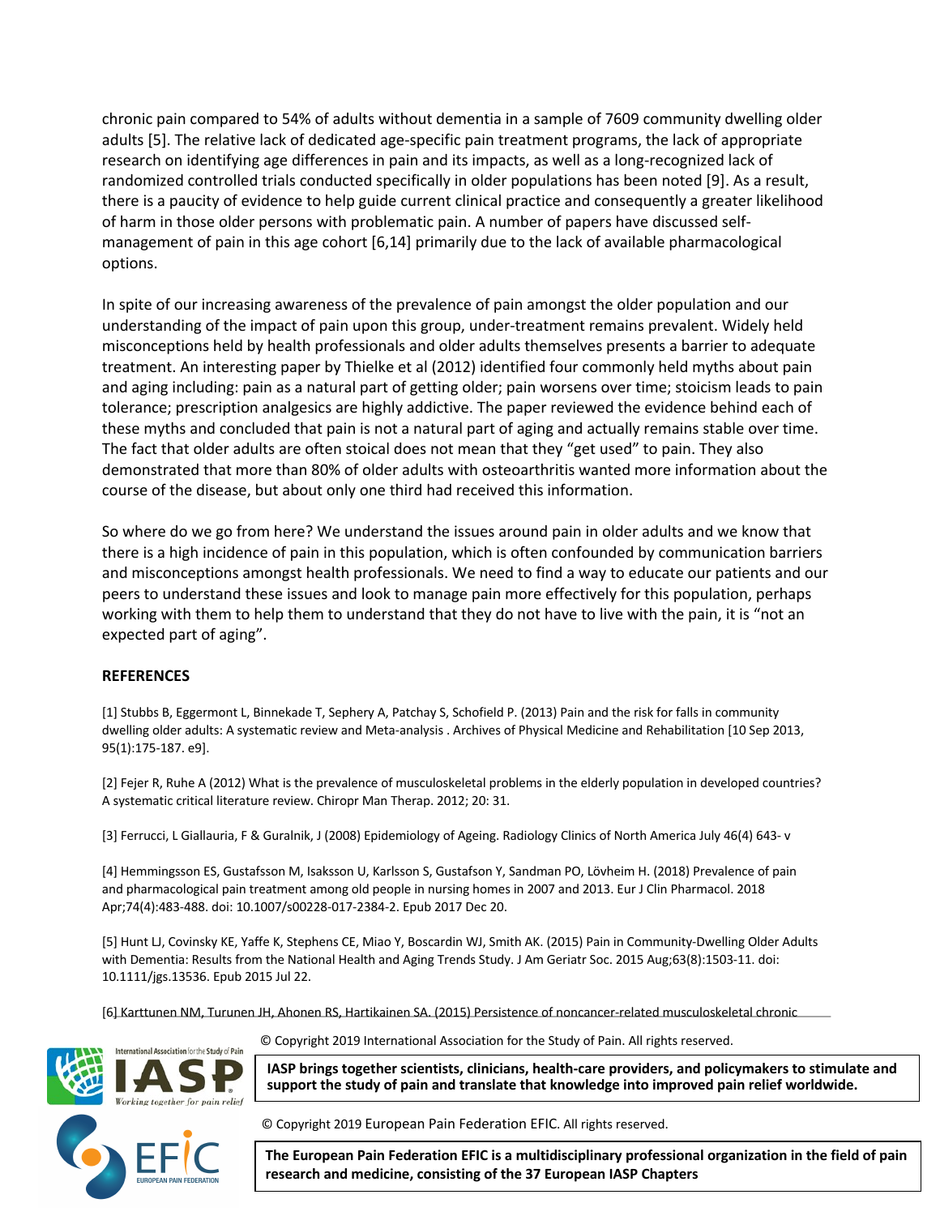chronic pain compared to 54% of adults without dementia in a sample of 7609 community dwelling older adults [5]. The relative lack of dedicated age-specific pain treatment programs, the lack of appropriate research on identifying age differences in pain and its impacts, as well as a long-recognized lack of randomized controlled trials conducted specifically in older populations has been noted [9]. As a result, there is a paucity of evidence to help guide current clinical practice and consequently a greater likelihood of harm in those older persons with problematic pain. A number of papers have discussed self-management of pain in this age cohort [6,14] primarily due to the lack of available pharmacological options.

In spite of our increasing awareness of the prevalence of pain amongst the older population and our understanding of the impact of pain upon this group, under-treatment remains prevalent. Widely held misconceptions held by health professionals and older adults themselves presents a barrier to adequate treatment. An interesting paper by Thielke et al (2012) identified four commonly held myths about pain and aging including: pain as a natural part of getting older; pain worsens over time; stoicism leads to pain tolerance; prescription analgesics are highly addictive. The paper reviewed the evidence behind each of these myths and concluded that pain is not a natural part of aging and actually remains stable over time. The fact that older adults are often stoical does not mean that they "get used" to pain. They also demonstrated that more than 80% of older adults with osteoarthritis wanted more information about the course of the disease, but about only one third had received this information.

So where do we go from here? We understand the issues around pain in older adults and we know that there is a high incidence of pain in this population, which is often confounded by communication barriers and misconceptions amongst health professionals. We need to find a way to educate our patients and our peers to understand these issues and look to manage pain more effectively for this population, perhaps working with them to help them to understand that they do not have to live with the pain, it is "not an expected part of aging".

**REFERENCES**

[1] Stubbs B, Eggermont L, Binnekade T, Sephery A, Patchay S, Schofield P. (2013) Pain and the risk for falls in community dwelling older adults: A systematic review and Meta-analysis . Archives of Physical Medicine and Rehabilitation [10 Sep 2013, 95(1):175-187. e9].

[2] Fejer R, Ruhe A (2012) What is the prevalence of musculoskeletal problems in the elderly population in developed countries? A systematic critical literature review. Chiropr Man Therap. 2012; 20: 31.

[3] Ferrucci, L Giallauria, F & Guralnik, J (2008) Epidemiology of Ageing. Radiology Clinics of North America July 46(4) 643- v

[4] Hemmingsson ES, Gustafsson M, Isaksson U, Karlsson S, Gustafson Y, Sandman PO, Lövheim H. (2018) Prevalence of pain and pharmacological pain treatment among old people in nursing homes in 2007 and 2013. Eur J Clin Pharmacol. 2018 Apr;74(4):483-488. doi: 10.1007/s00228-017-2384-2. Epub 2017 Dec 20.

[5] Hunt LJ, Covinsky KE, Yaffe K, Stephens CE, Miao Y, Boscardin WJ, Smith AK. (2015) Pain in Community-Dwelling Older Adults with Dementia: Results from the National Health and Aging Trends Study. J Am Geriatr Soc. 2015 Aug;63(8):1503-11. doi: 10.1111/jgs.13536. Epub 2015 Jul 22.

[6] Karttunen NM, Turunen JH, Ahonen RS, Hartikainen SA. (2015) Persistence of noncancer-related musculoskeletal chronic

© Copyright 2019 International Association for the Study of Pain. All rights reserved.

**IASP brings together scientists, clinicians, health-care providers, and policymakers to stimulate and support the study of pain and translate that knowledge into improved pain relief worldwide.**

© Copyright 2019 European Pain Federation EFIC. All rights reserved.

**The European Pain Federation EFIC is a multidisciplinary professional organization in the field of pain research and medicine, consisting of the 37 European IASP Chapters**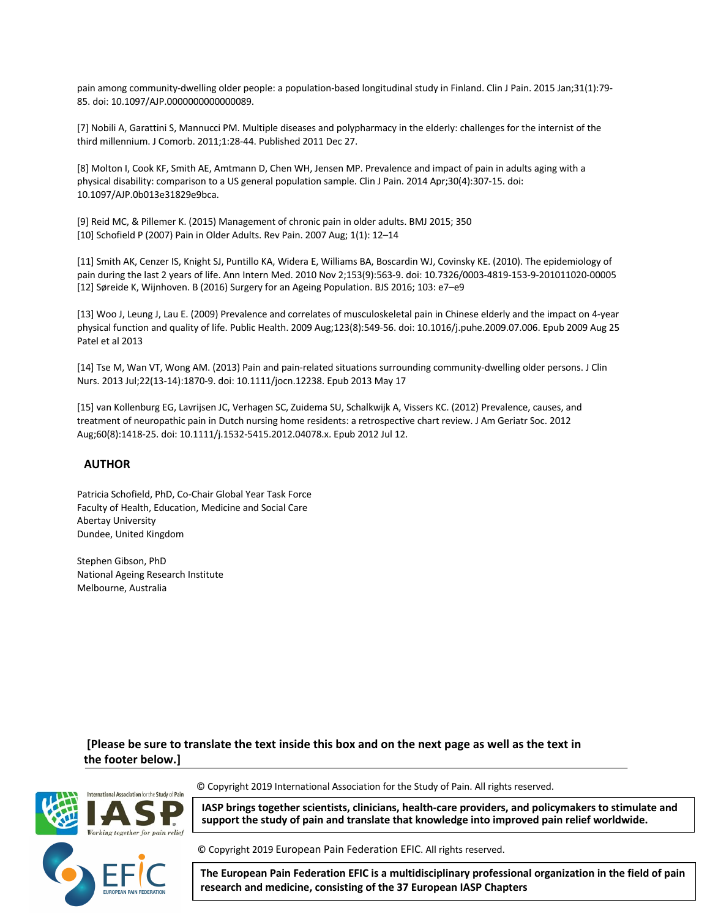pain among community-dwelling older people: a population-based longitudinal study in Finland. Clin J Pain. 2015 Jan;31(1):79-85. doi: 10.1097/AJP.0000000000000089.

[7] Nobili A, Garattini S, Mannucci PM. Multiple diseases and polypharmacy in the elderly: challenges for the internist of the third millennium. J Comorb. 2011;1:28-44. Published 2011 Dec 27.

[8] Molton I, Cook KF, Smith AE, Amtmann D, Chen WH, Jensen MP. Prevalence and impact of pain in adults aging with a physical disability: comparison to a US general population sample. Clin J Pain. 2014 Apr;30(4):307-15. doi: 10.1097/AJP.0b013e31829e9bca.

[9] Reid MC, & Pillemer K. (2015) Management of chronic pain in older adults. BMJ 2015; 350
[10] Schofield P (2007) Pain in Older Adults. Rev Pain. 2007 Aug; 1(1): 12–14

[11] Smith AK, Cenzer IS, Knight SJ, Puntillo KA, Widera E, Williams BA, Boscardin WJ, Covinsky KE. (2010). The epidemiology of pain during the last 2 years of life. Ann Intern Med. 2010 Nov 2;153(9):563-9. doi: 10.7326/0003-4819-153-9-201011020-00005
[12] Søreide K, Wijnhoven. B (2016) Surgery for an Ageing Population. BJS 2016; 103: e7–e9

[13] Woo J, Leung J, Lau E. (2009) Prevalence and correlates of musculoskeletal pain in Chinese elderly and the impact on 4-year physical function and quality of life. Public Health. 2009 Aug;123(8):549-56. doi: 10.1016/j.puhe.2009.07.006. Epub 2009 Aug 25 Patel et al 2013

[14] Tse M, Wan VT, Wong AM. (2013) Pain and pain-related situations surrounding community-dwelling older persons. J Clin Nurs. 2013 Jul;22(13-14):1870-9. doi: 10.1111/jocn.12238. Epub 2013 May 17

[15] van Kollenburg EG, Lavrijsen JC, Verhagen SC, Zuidema SU, Schalkwijk A, Vissers KC. (2012) Prevalence, causes, and treatment of neuropathic pain in Dutch nursing home residents: a retrospective chart review. J Am Geriatr Soc. 2012 Aug;60(8):1418-25. doi: 10.1111/j.1532-5415.2012.04078.x. Epub 2012 Jul 12.

## AUTHOR

Patricia Schofield, PhD, Co-Chair Global Year Task Force
Faculty of Health, Education, Medicine and Social Care
Abertay University
Dundee, United Kingdom

Stephen Gibson, PhD
National Ageing Research Institute
Melbourne, Australia

**[Please be sure to translate the text inside this box and on the next page as well as the text in the footer below.]**

© Copyright 2019 International Association for the Study of Pain. All rights reserved.

**IASP brings together scientists, clinicians, health-care providers, and policymakers to stimulate and support the study of pain and translate that knowledge into improved pain relief worldwide.**

© Copyright 2019 European Pain Federation EFIC. All rights reserved.

**The European Pain Federation EFIC is a multidisciplinary professional organization in the field of pain research and medicine, consisting of the 37 European IASP Chapters**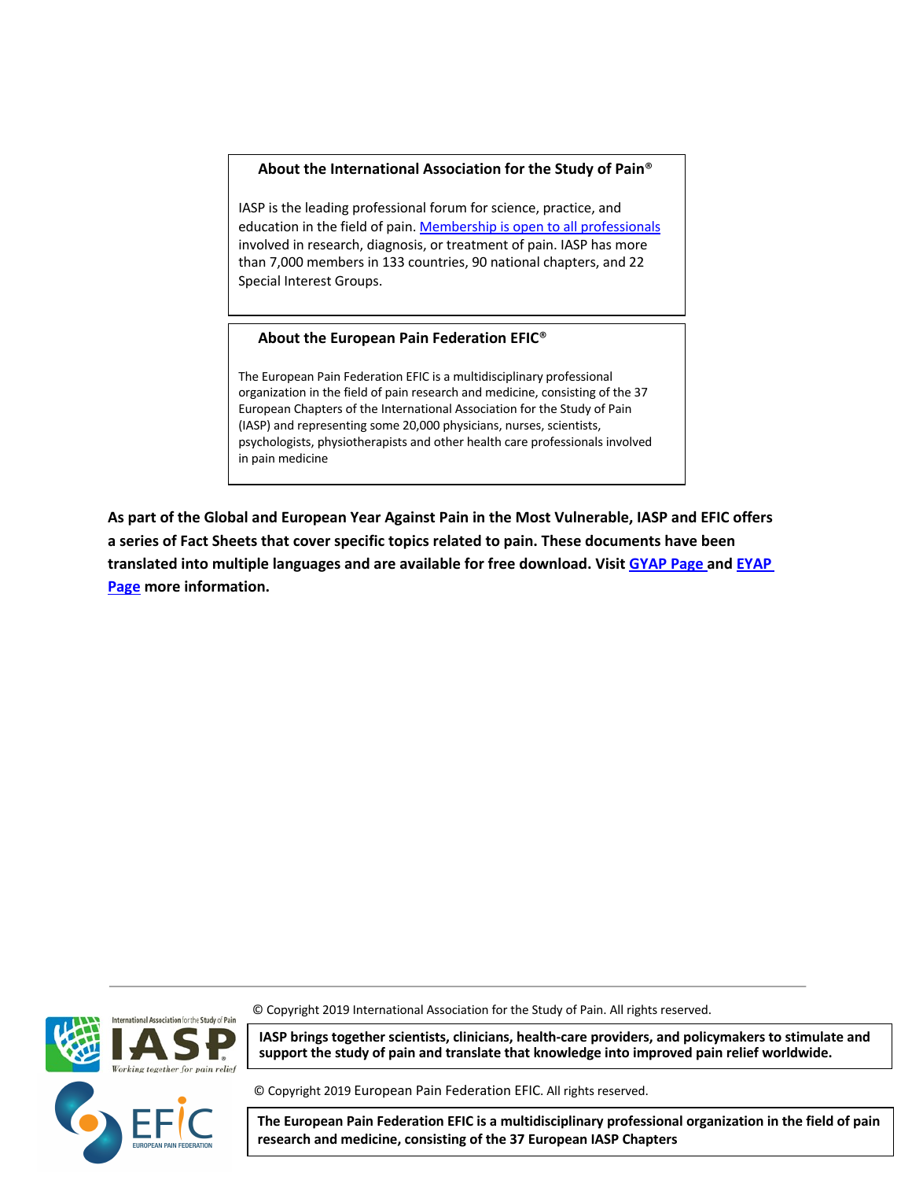### About the International Association for the Study of Pain®

IASP is the leading professional forum for science, practice, and education in the field of pain. Membership is open to all professionals involved in research, diagnosis, or treatment of pain. IASP has more than 7,000 members in 133 countries, 90 national chapters, and 22 Special Interest Groups.

### About the European Pain Federation EFIC®

The European Pain Federation EFIC is a multidisciplinary professional organization in the field of pain research and medicine, consisting of the 37 European Chapters of the International Association for the Study of Pain (IASP) and representing some 20,000 physicians, nurses, scientists, psychologists, physiotherapists and other health care professionals involved in pain medicine

**As part of the Global and European Year Against Pain in the Most Vulnerable, IASP and EFIC offers a series of Fact Sheets that cover specific topics related to pain. These documents have been translated into multiple languages and are available for free download. Visit GYAP Page and EYAP Page more information.**

© Copyright 2019 International Association for the Study of Pain. All rights reserved.

**IASP brings together scientists, clinicians, health-care providers, and policymakers to stimulate and support the study of pain and translate that knowledge into improved pain relief worldwide.**

© Copyright 2019 European Pain Federation EFIC. All rights reserved.

**The European Pain Federation EFIC is a multidisciplinary professional organization in the field of pain research and medicine, consisting of the 37 European IASP Chapters**